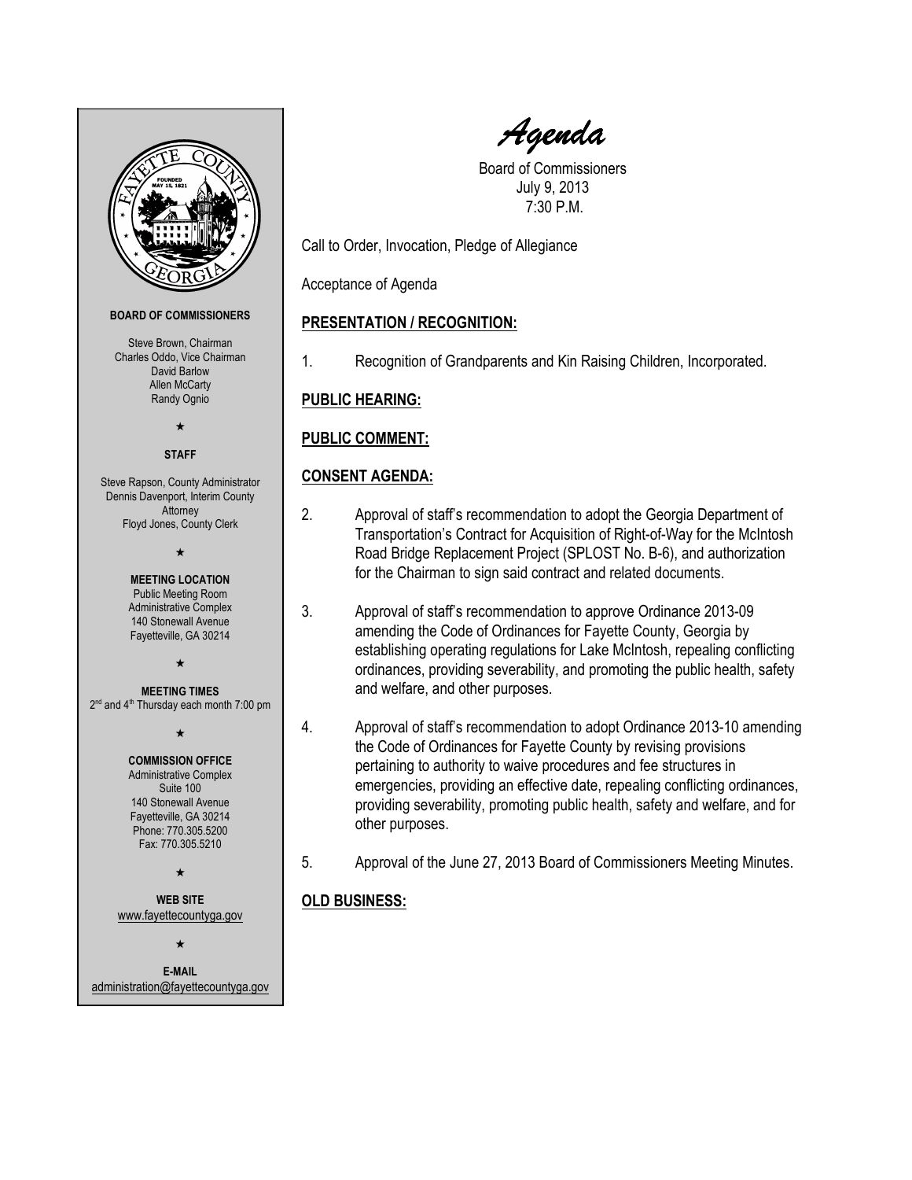# *Agenda*

Board of Commissioners
July 9, 2013
7:30 P.M.

**BOARD OF COMMISSIONERS**

Steve Brown, Chairman
Charles Oddo, Vice Chairman
David Barlow
Allen McCarty
Randy Ognio

★

**STAFF**

Steve Rapson, County Administrator
Dennis Davenport, Interim County Attorney
Floyd Jones, County Clerk

★

**MEETING LOCATION**
Public Meeting Room
Administrative Complex
140 Stonewall Avenue
Fayetteville, GA 30214

★

**MEETING TIMES**
2nd and 4th Thursday each month 7:00 pm

★

**COMMISSION OFFICE**
Administrative Complex
Suite 100
140 Stonewall Avenue
Fayetteville, GA 30214
Phone: 770.305.5200
Fax: 770.305.5210

★

**WEB SITE**
www.fayettecountyga.gov

★

**E-MAIL**
administration@fayettecountyga.gov

---

Call to Order, Invocation, Pledge of Allegiance

Acceptance of Agenda

## PRESENTATION / RECOGNITION:

1. Recognition of Grandparents and Kin Raising Children, Incorporated.

## PUBLIC HEARING:

## PUBLIC COMMENT:

## CONSENT AGENDA:

2. Approval of staff's recommendation to adopt the Georgia Department of Transportation's Contract for Acquisition of Right-of-Way for the McIntosh Road Bridge Replacement Project (SPLOST No. B-6), and authorization for the Chairman to sign said contract and related documents.

3. Approval of staff's recommendation to approve Ordinance 2013-09 amending the Code of Ordinances for Fayette County, Georgia by establishing operating regulations for Lake McIntosh, repealing conflicting ordinances, providing severability, and promoting the public health, safety and welfare, and other purposes.

4. Approval of staff's recommendation to adopt Ordinance 2013-10 amending the Code of Ordinances for Fayette County by revising provisions pertaining to authority to waive procedures and fee structures in emergencies, providing an effective date, repealing conflicting ordinances, providing severability, promoting public health, safety and welfare, and for other purposes.

5. Approval of the June 27, 2013 Board of Commissioners Meeting Minutes.

## OLD BUSINESS: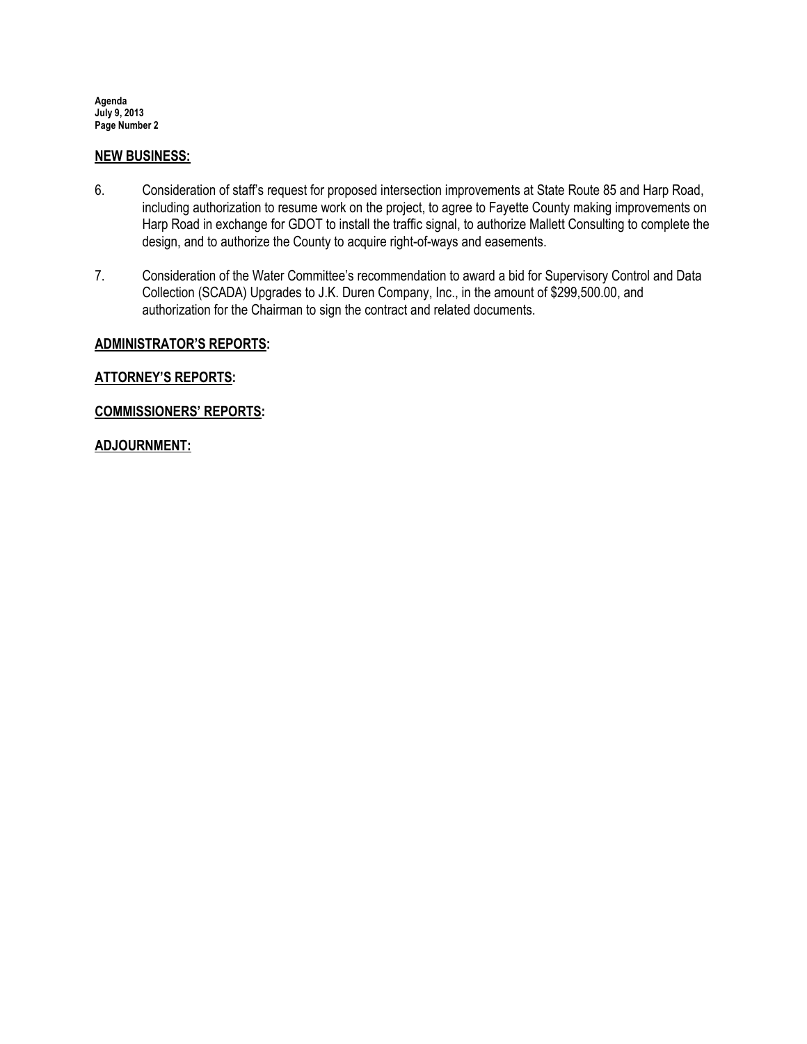## NEW BUSINESS:

6. Consideration of staff's request for proposed intersection improvements at State Route 85 and Harp Road, including authorization to resume work on the project, to agree to Fayette County making improvements on Harp Road in exchange for GDOT to install the traffic signal, to authorize Mallett Consulting to complete the design, and to authorize the County to acquire right-of-ways and easements.

7. Consideration of the Water Committee's recommendation to award a bid for Supervisory Control and Data Collection (SCADA) Upgrades to J.K. Duren Company, Inc., in the amount of $299,500.00, and authorization for the Chairman to sign the contract and related documents.

## ADMINISTRATOR'S REPORTS:

## ATTORNEY'S REPORTS:

## COMMISSIONERS' REPORTS:

## ADJOURNMENT: